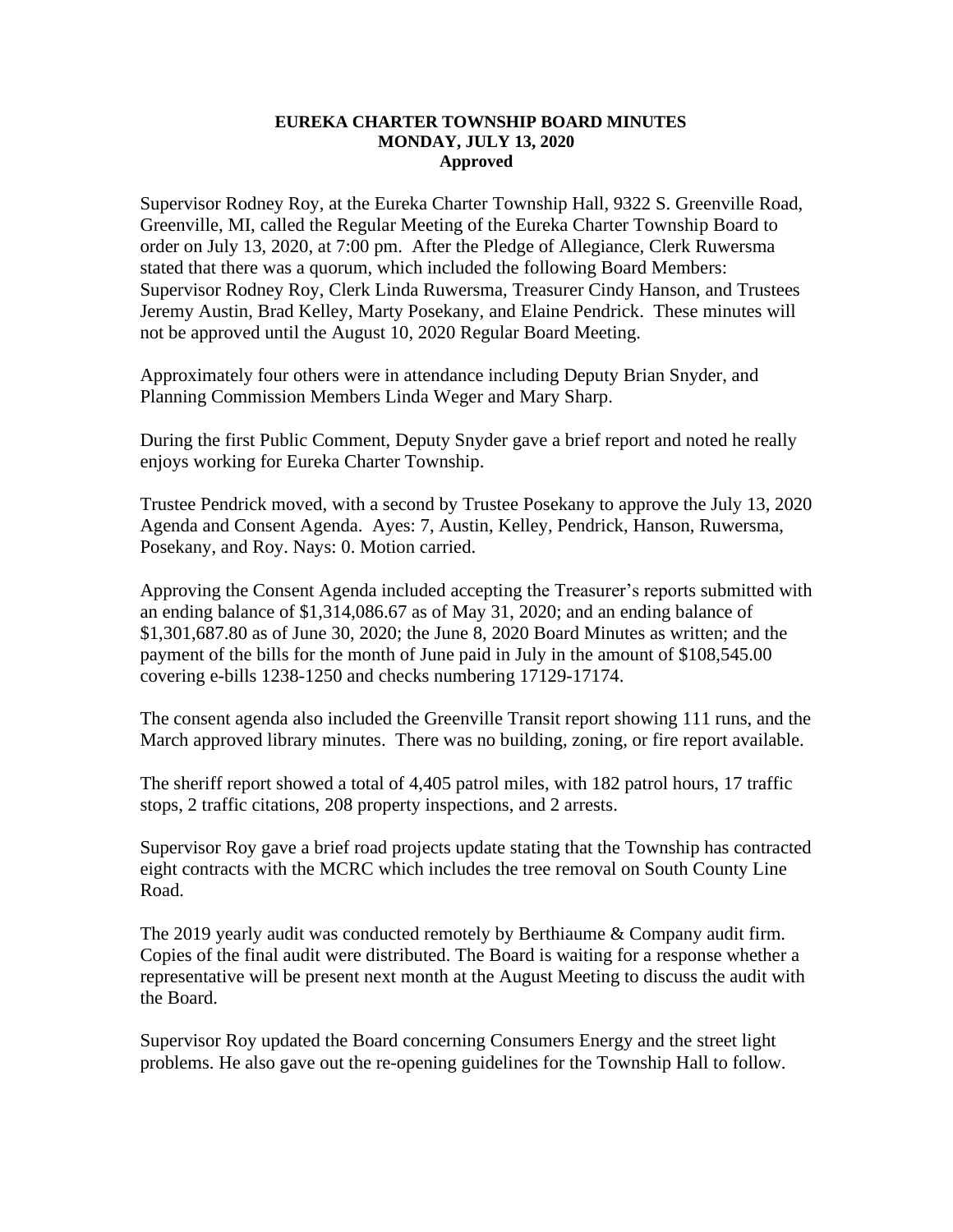**EUREKA CHARTER TOWNSHIP BOARD MINUTES**
**MONDAY, JULY 13, 2020**
**Approved**

Supervisor Rodney Roy, at the Eureka Charter Township Hall, 9322 S. Greenville Road, Greenville, MI, called the Regular Meeting of the Eureka Charter Township Board to order on July 13, 2020, at 7:00 pm. After the Pledge of Allegiance, Clerk Ruwersma stated that there was a quorum, which included the following Board Members: Supervisor Rodney Roy, Clerk Linda Ruwersma, Treasurer Cindy Hanson, and Trustees Jeremy Austin, Brad Kelley, Marty Posekany, and Elaine Pendrick. These minutes will not be approved until the August 10, 2020 Regular Board Meeting.

Approximately four others were in attendance including Deputy Brian Snyder, and Planning Commission Members Linda Weger and Mary Sharp.

During the first Public Comment, Deputy Snyder gave a brief report and noted he really enjoys working for Eureka Charter Township.

Trustee Pendrick moved, with a second by Trustee Posekany to approve the July 13, 2020 Agenda and Consent Agenda. Ayes: 7, Austin, Kelley, Pendrick, Hanson, Ruwersma, Posekany, and Roy. Nays: 0. Motion carried.

Approving the Consent Agenda included accepting the Treasurer's reports submitted with an ending balance of $1,314,086.67 as of May 31, 2020; and an ending balance of $1,301,687.80 as of June 30, 2020; the June 8, 2020 Board Minutes as written; and the payment of the bills for the month of June paid in July in the amount of $108,545.00 covering e-bills 1238-1250 and checks numbering 17129-17174.

The consent agenda also included the Greenville Transit report showing 111 runs, and the March approved library minutes. There was no building, zoning, or fire report available.

The sheriff report showed a total of 4,405 patrol miles, with 182 patrol hours, 17 traffic stops, 2 traffic citations, 208 property inspections, and 2 arrests.

Supervisor Roy gave a brief road projects update stating that the Township has contracted eight contracts with the MCRC which includes the tree removal on South County Line Road.

The 2019 yearly audit was conducted remotely by Berthiaume & Company audit firm. Copies of the final audit were distributed. The Board is waiting for a response whether a representative will be present next month at the August Meeting to discuss the audit with the Board.

Supervisor Roy updated the Board concerning Consumers Energy and the street light problems. He also gave out the re-opening guidelines for the Township Hall to follow.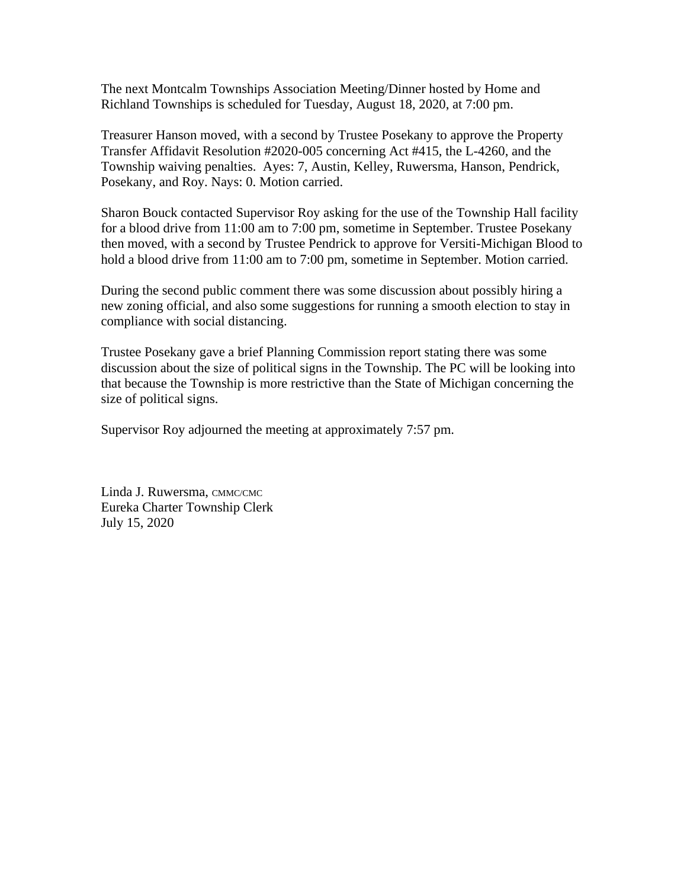The next Montcalm Townships Association Meeting/Dinner hosted by Home and Richland Townships is scheduled for Tuesday, August 18, 2020, at 7:00 pm.

Treasurer Hanson moved, with a second by Trustee Posekany to approve the Property Transfer Affidavit Resolution #2020-005 concerning Act #415, the L-4260, and the Township waiving penalties. Ayes: 7, Austin, Kelley, Ruwersma, Hanson, Pendrick, Posekany, and Roy. Nays: 0. Motion carried.

Sharon Bouck contacted Supervisor Roy asking for the use of the Township Hall facility for a blood drive from 11:00 am to 7:00 pm, sometime in September. Trustee Posekany then moved, with a second by Trustee Pendrick to approve for Versiti-Michigan Blood to hold a blood drive from 11:00 am to 7:00 pm, sometime in September. Motion carried.

During the second public comment there was some discussion about possibly hiring a new zoning official, and also some suggestions for running a smooth election to stay in compliance with social distancing.

Trustee Posekany gave a brief Planning Commission report stating there was some discussion about the size of political signs in the Township. The PC will be looking into that because the Township is more restrictive than the State of Michigan concerning the size of political signs.

Supervisor Roy adjourned the meeting at approximately 7:57 pm.

Linda J. Ruwersma, CMMC/CMC
Eureka Charter Township Clerk
July 15, 2020